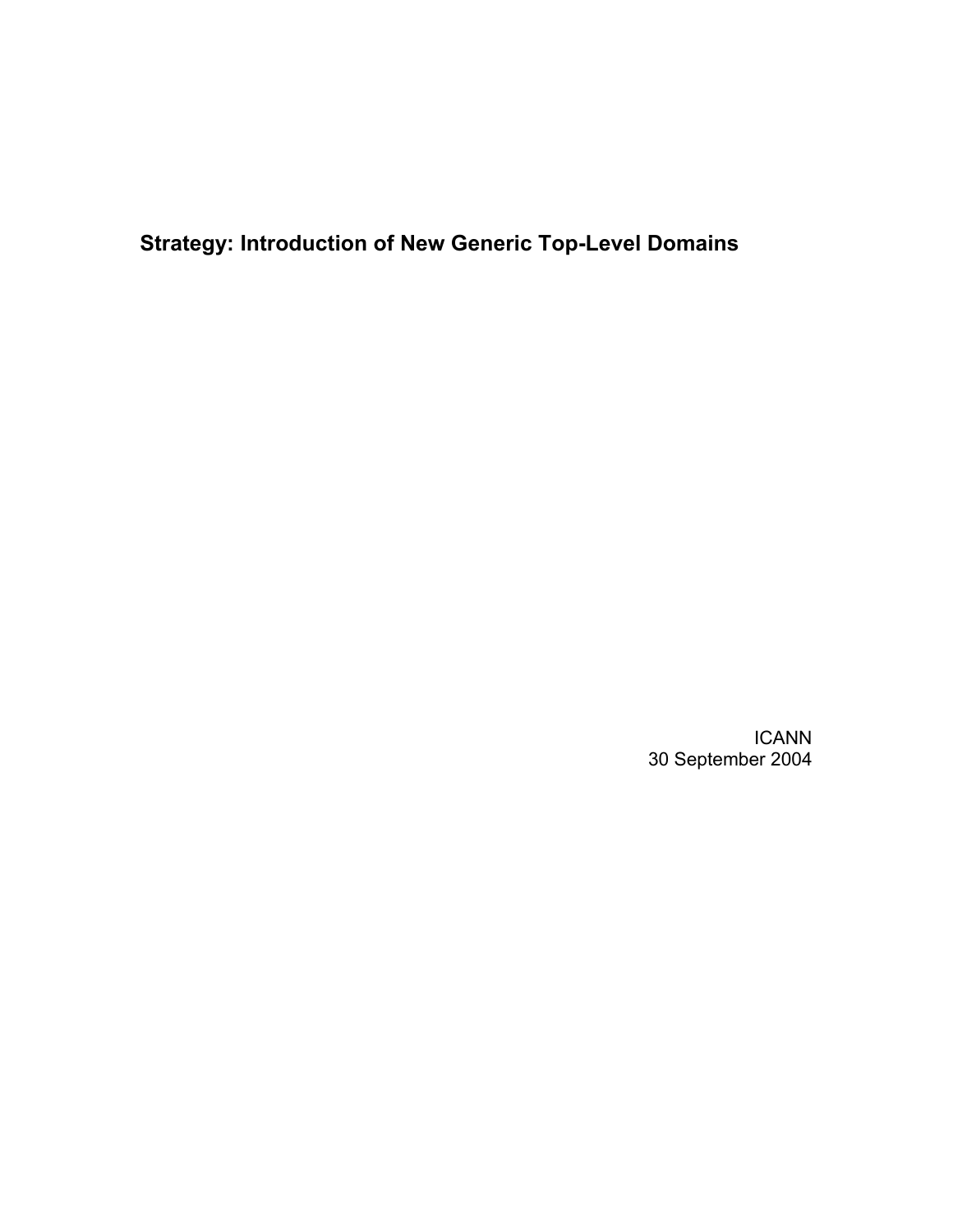# Strategy: Introduction of New Generic Top-Level Domains

ICANN
30 September 2004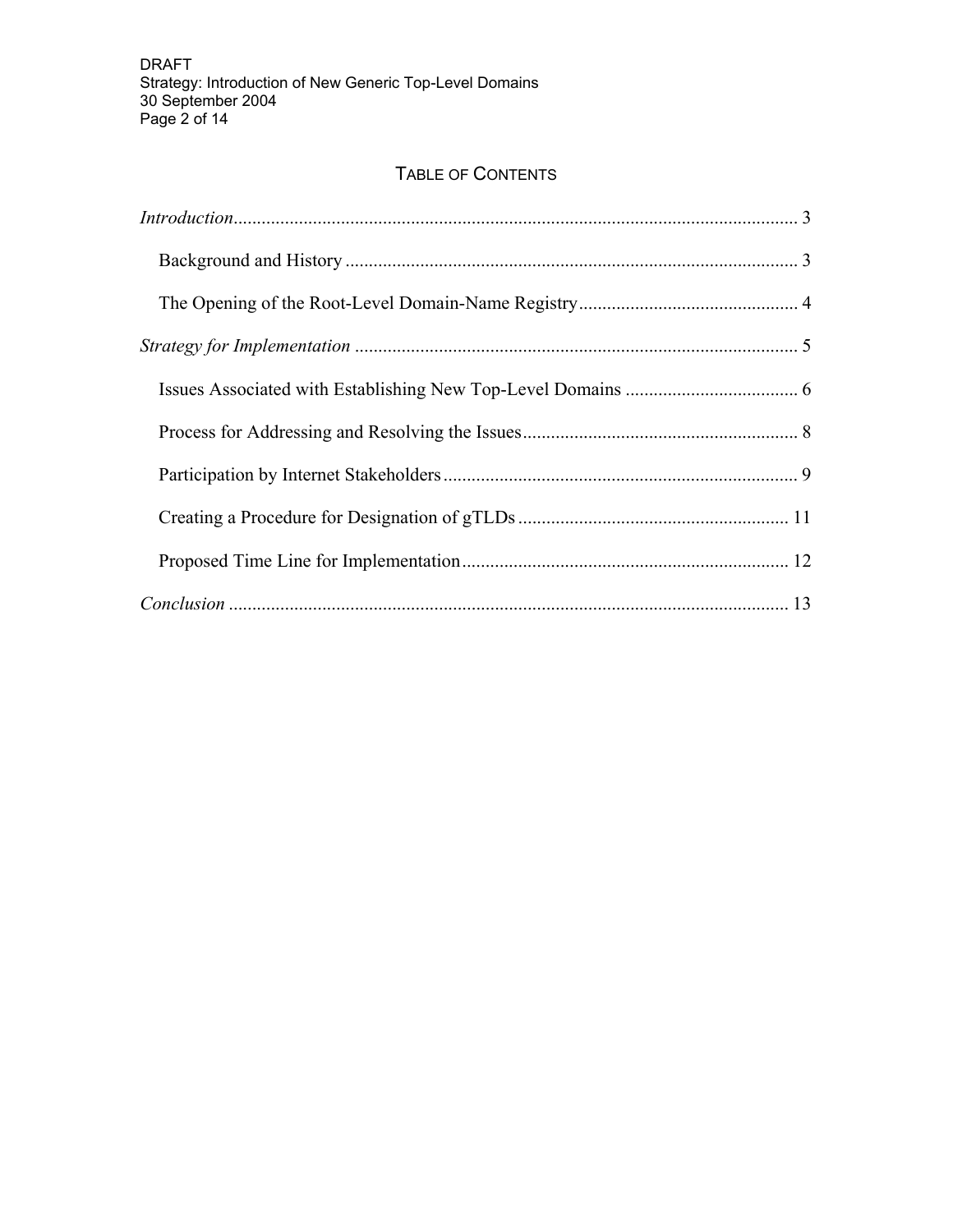## TABLE OF CONTENTS

*Introduction* ........................................................................................................................ 3

- Background and History ................................................................................................ 3
- The Opening of the Root-Level Domain-Name Registry ............................................... 4

*Strategy for Implementation* .............................................................................................. 5

- Issues Associated with Establishing New Top-Level Domains ..................................... 6
- Process for Addressing and Resolving the Issues ........................................................... 8
- Participation by Internet Stakeholders ........................................................................... 9
- Creating a Procedure for Designation of gTLDs ......................................................... 11
- Proposed Time Line for Implementation ..................................................................... 12

*Conclusion* ....................................................................................................................... 13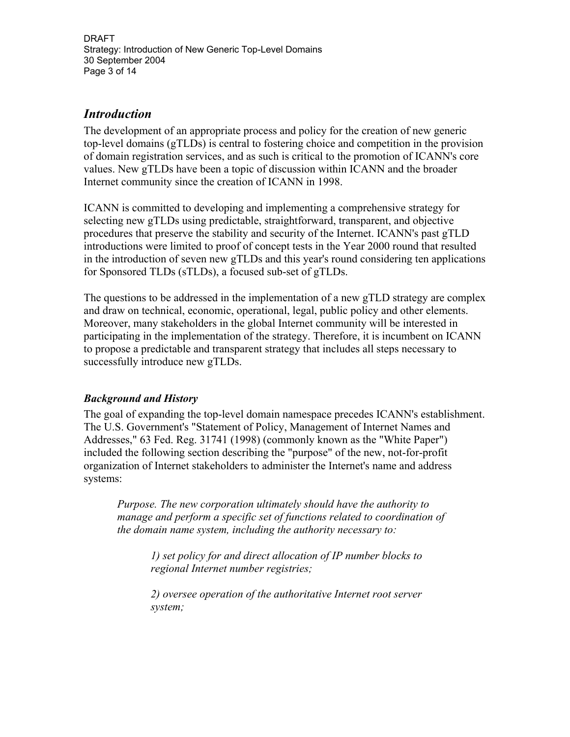## *Introduction*

The development of an appropriate process and policy for the creation of new generic top-level domains (gTLDs) is central to fostering choice and competition in the provision of domain registration services, and as such is critical to the promotion of ICANN's core values. New gTLDs have been a topic of discussion within ICANN and the broader Internet community since the creation of ICANN in 1998.

ICANN is committed to developing and implementing a comprehensive strategy for selecting new gTLDs using predictable, straightforward, transparent, and objective procedures that preserve the stability and security of the Internet. ICANN's past gTLD introductions were limited to proof of concept tests in the Year 2000 round that resulted in the introduction of seven new gTLDs and this year's round considering ten applications for Sponsored TLDs (sTLDs), a focused sub-set of gTLDs.

The questions to be addressed in the implementation of a new gTLD strategy are complex and draw on technical, economic, operational, legal, public policy and other elements. Moreover, many stakeholders in the global Internet community will be interested in participating in the implementation of the strategy. Therefore, it is incumbent on ICANN to propose a predictable and transparent strategy that includes all steps necessary to successfully introduce new gTLDs.

### *Background and History*

The goal of expanding the top-level domain namespace precedes ICANN's establishment. The U.S. Government's "Statement of Policy, Management of Internet Names and Addresses," 63 Fed. Reg. 31741 (1998) (commonly known as the "White Paper") included the following section describing the "purpose" of the new, not-for-profit organization of Internet stakeholders to administer the Internet's name and address systems:

> *Purpose. The new corporation ultimately should have the authority to manage and perform a specific set of functions related to coordination of the domain name system, including the authority necessary to:*
>
> > *1) set policy for and direct allocation of IP number blocks to regional Internet number registries;*
> >
> > *2) oversee operation of the authoritative Internet root server system;*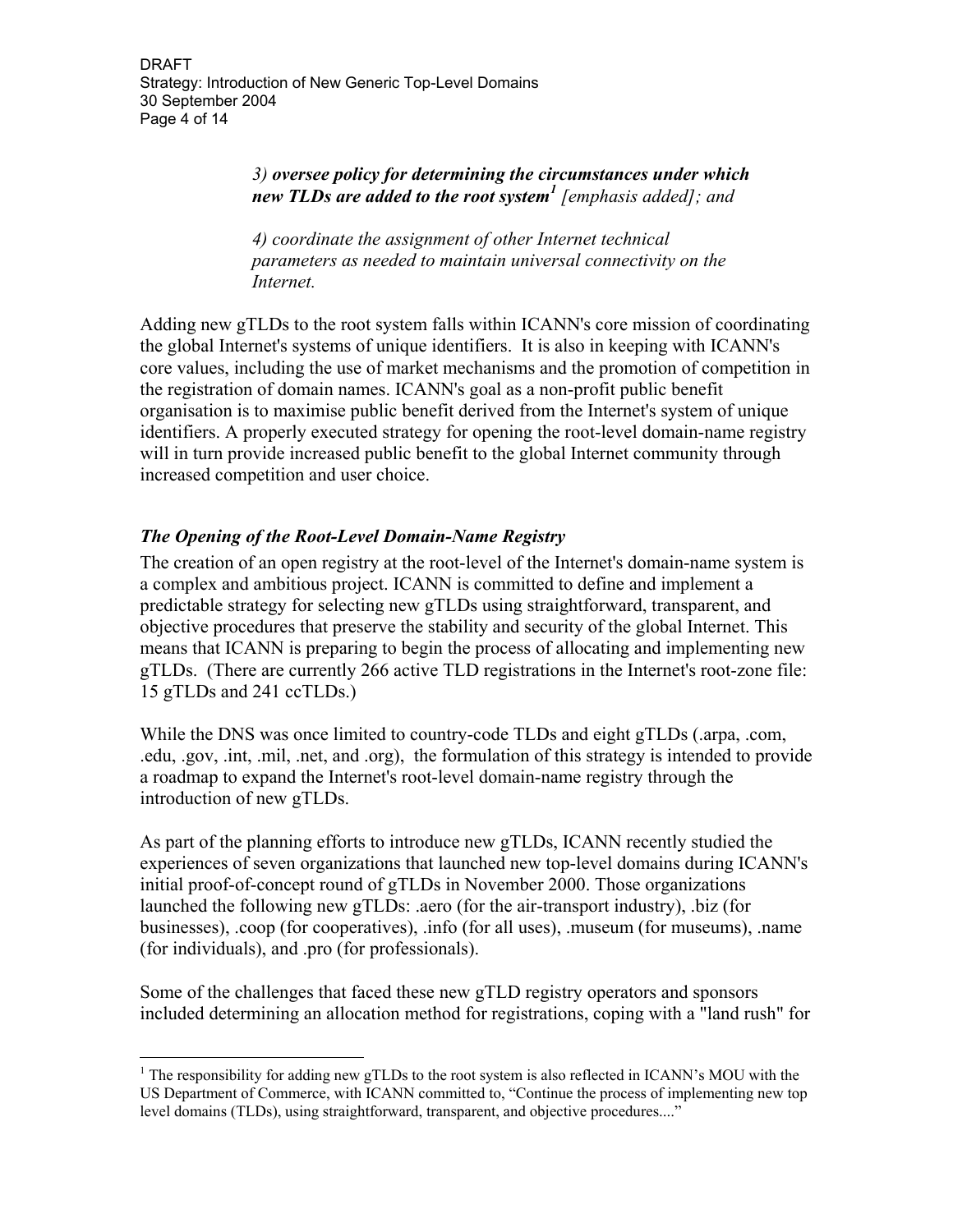> *3) **oversee policy for determining the circumstances under which new TLDs are added to the root system**[1] [emphasis added]; and*
>
> *4) coordinate the assignment of other Internet technical parameters as needed to maintain universal connectivity on the Internet.*

Adding new gTLDs to the root system falls within ICANN's core mission of coordinating the global Internet's systems of unique identifiers. It is also in keeping with ICANN's core values, including the use of market mechanisms and the promotion of competition in the registration of domain names. ICANN's goal as a non-profit public benefit organisation is to maximise public benefit derived from the Internet's system of unique identifiers. A properly executed strategy for opening the root-level domain-name registry will in turn provide increased public benefit to the global Internet community through increased competition and user choice.

### *The Opening of the Root-Level Domain-Name Registry*

The creation of an open registry at the root-level of the Internet's domain-name system is a complex and ambitious project. ICANN is committed to define and implement a predictable strategy for selecting new gTLDs using straightforward, transparent, and objective procedures that preserve the stability and security of the global Internet. This means that ICANN is preparing to begin the process of allocating and implementing new gTLDs. (There are currently 266 active TLD registrations in the Internet's root-zone file: 15 gTLDs and 241 ccTLDs.)

While the DNS was once limited to country-code TLDs and eight gTLDs (.arpa, .com, .edu, .gov, .int, .mil, .net, and .org), the formulation of this strategy is intended to provide a roadmap to expand the Internet's root-level domain-name registry through the introduction of new gTLDs.

As part of the planning efforts to introduce new gTLDs, ICANN recently studied the experiences of seven organizations that launched new top-level domains during ICANN's initial proof-of-concept round of gTLDs in November 2000. Those organizations launched the following new gTLDs: .aero (for the air-transport industry), .biz (for businesses), .coop (for cooperatives), .info (for all uses), .museum (for museums), .name (for individuals), and .pro (for professionals).

Some of the challenges that faced these new gTLD registry operators and sponsors included determining an allocation method for registrations, coping with a "land rush" for

---

[1] The responsibility for adding new gTLDs to the root system is also reflected in ICANN's MOU with the US Department of Commerce, with ICANN committed to, "Continue the process of implementing new top level domains (TLDs), using straightforward, transparent, and objective procedures...."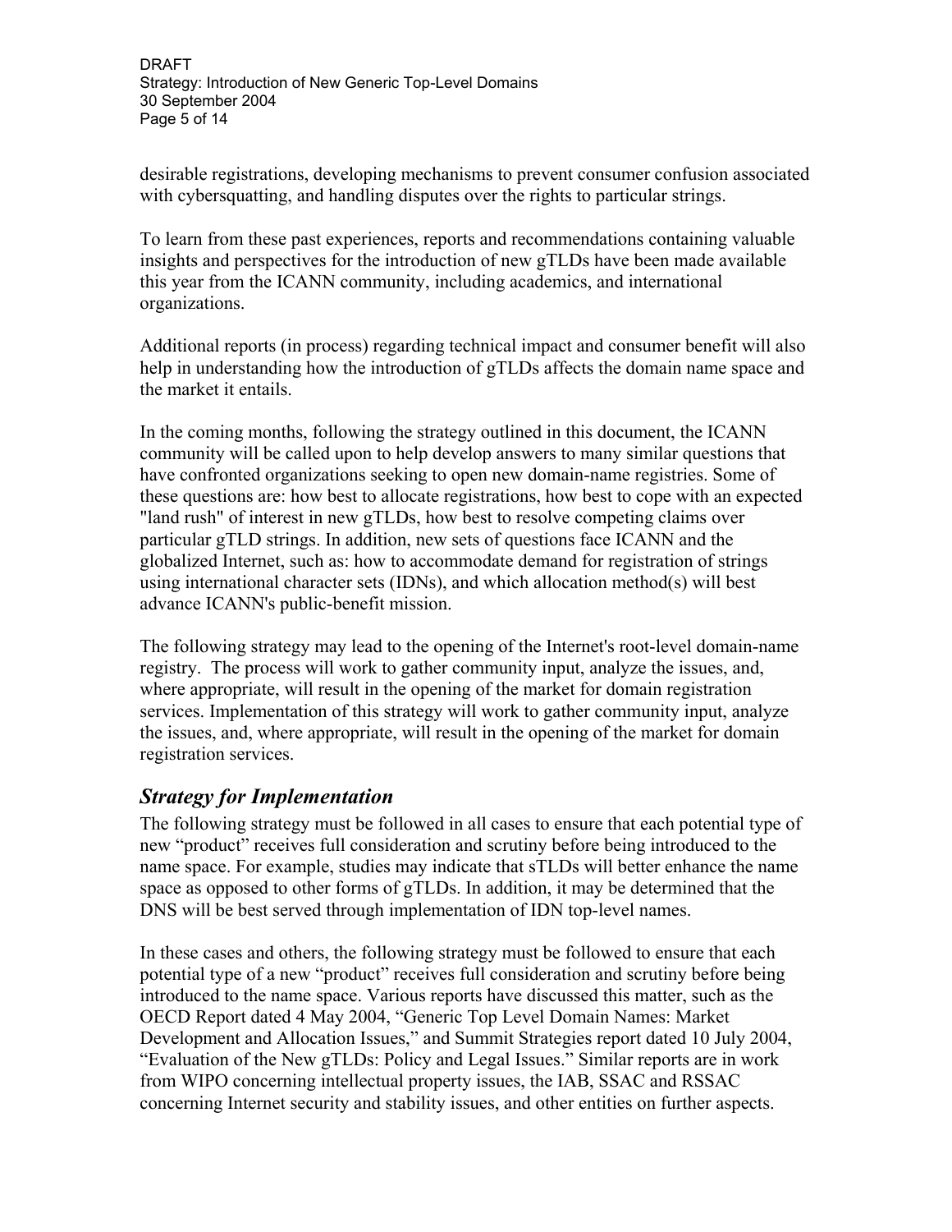desirable registrations, developing mechanisms to prevent consumer confusion associated with cybersquatting, and handling disputes over the rights to particular strings.

To learn from these past experiences, reports and recommendations containing valuable insights and perspectives for the introduction of new gTLDs have been made available this year from the ICANN community, including academics, and international organizations.

Additional reports (in process) regarding technical impact and consumer benefit will also help in understanding how the introduction of gTLDs affects the domain name space and the market it entails.

In the coming months, following the strategy outlined in this document, the ICANN community will be called upon to help develop answers to many similar questions that have confronted organizations seeking to open new domain-name registries. Some of these questions are: how best to allocate registrations, how best to cope with an expected "land rush" of interest in new gTLDs, how best to resolve competing claims over particular gTLD strings. In addition, new sets of questions face ICANN and the globalized Internet, such as: how to accommodate demand for registration of strings using international character sets (IDNs), and which allocation method(s) will best advance ICANN's public-benefit mission.

The following strategy may lead to the opening of the Internet's root-level domain-name registry. The process will work to gather community input, analyze the issues, and, where appropriate, will result in the opening of the market for domain registration services. Implementation of this strategy will work to gather community input, analyze the issues, and, where appropriate, will result in the opening of the market for domain registration services.

## *Strategy for Implementation*

The following strategy must be followed in all cases to ensure that each potential type of new "product" receives full consideration and scrutiny before being introduced to the name space. For example, studies may indicate that sTLDs will better enhance the name space as opposed to other forms of gTLDs. In addition, it may be determined that the DNS will be best served through implementation of IDN top-level names.

In these cases and others, the following strategy must be followed to ensure that each potential type of a new "product" receives full consideration and scrutiny before being introduced to the name space. Various reports have discussed this matter, such as the OECD Report dated 4 May 2004, "Generic Top Level Domain Names: Market Development and Allocation Issues," and Summit Strategies report dated 10 July 2004, "Evaluation of the New gTLDs: Policy and Legal Issues." Similar reports are in work from WIPO concerning intellectual property issues, the IAB, SSAC and RSSAC concerning Internet security and stability issues, and other entities on further aspects.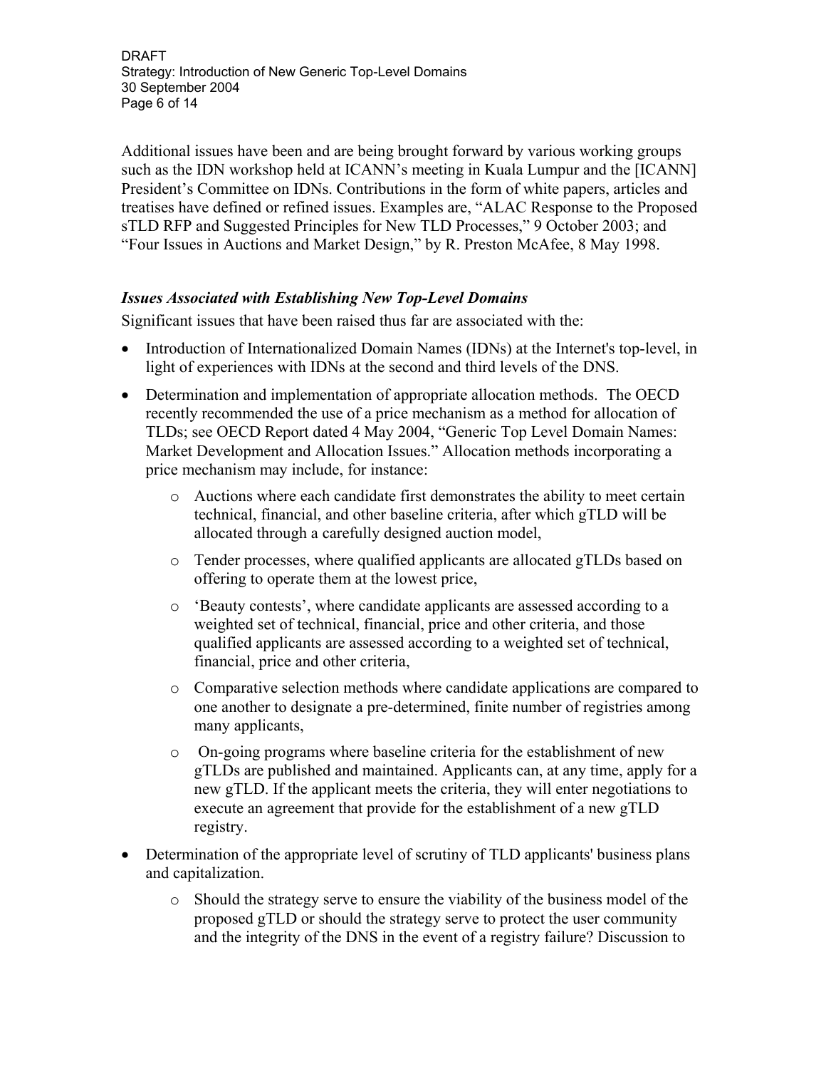Additional issues have been and are being brought forward by various working groups such as the IDN workshop held at ICANN's meeting in Kuala Lumpur and the [ICANN] President's Committee on IDNs. Contributions in the form of white papers, articles and treatises have defined or refined issues. Examples are, "ALAC Response to the Proposed sTLD RFP and Suggested Principles for New TLD Processes," 9 October 2003; and "Four Issues in Auctions and Market Design," by R. Preston McAfee, 8 May 1998.

### *Issues Associated with Establishing New Top-Level Domains*

Significant issues that have been raised thus far are associated with the:

- Introduction of Internationalized Domain Names (IDNs) at the Internet's top-level, in light of experiences with IDNs at the second and third levels of the DNS.
- Determination and implementation of appropriate allocation methods. The OECD recently recommended the use of a price mechanism as a method for allocation of TLDs; see OECD Report dated 4 May 2004, "Generic Top Level Domain Names: Market Development and Allocation Issues." Allocation methods incorporating a price mechanism may include, for instance:
  - Auctions where each candidate first demonstrates the ability to meet certain technical, financial, and other baseline criteria, after which gTLD will be allocated through a carefully designed auction model,
  - Tender processes, where qualified applicants are allocated gTLDs based on offering to operate them at the lowest price,
  - 'Beauty contests', where candidate applicants are assessed according to a weighted set of technical, financial, price and other criteria, and those qualified applicants are assessed according to a weighted set of technical, financial, price and other criteria,
  - Comparative selection methods where candidate applications are compared to one another to designate a pre-determined, finite number of registries among many applicants,
  - On-going programs where baseline criteria for the establishment of new gTLDs are published and maintained. Applicants can, at any time, apply for a new gTLD. If the applicant meets the criteria, they will enter negotiations to execute an agreement that provide for the establishment of a new gTLD registry.
- Determination of the appropriate level of scrutiny of TLD applicants' business plans and capitalization.
  - Should the strategy serve to ensure the viability of the business model of the proposed gTLD or should the strategy serve to protect the user community and the integrity of the DNS in the event of a registry failure? Discussion to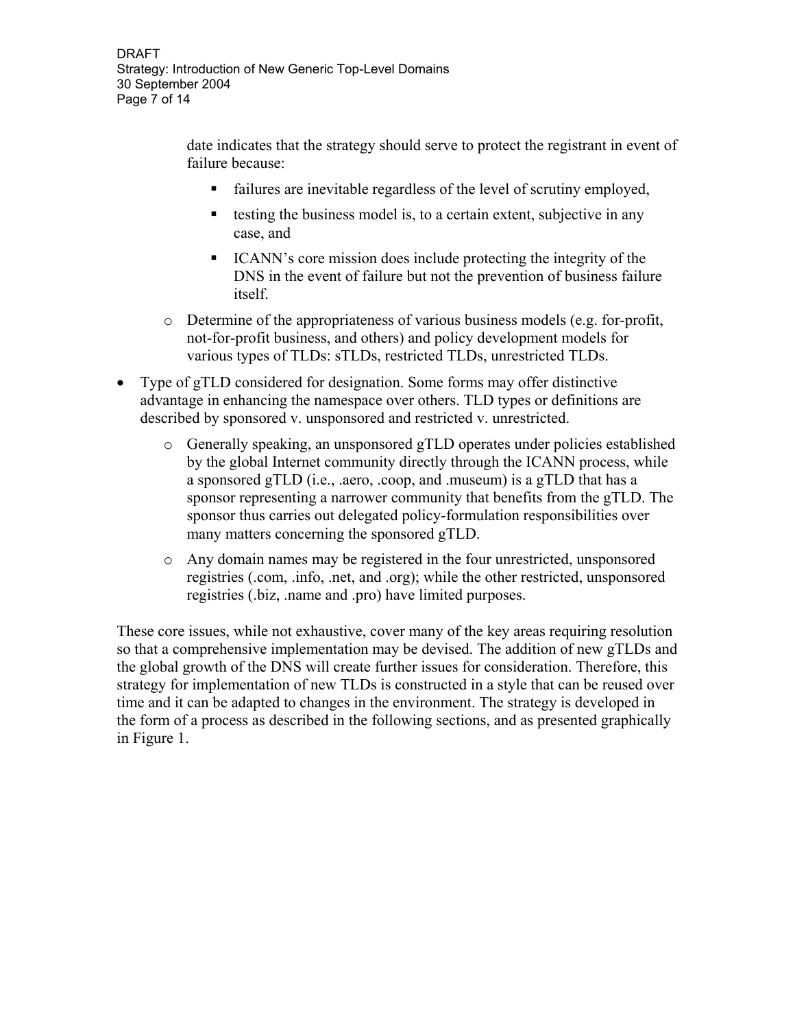date indicates that the strategy should serve to protect the registrant in event of failure because:

    - failures are inevitable regardless of the level of scrutiny employed,
    - testing the business model is, to a certain extent, subjective in any case, and
    - ICANN's core mission does include protecting the integrity of the DNS in the event of failure but not the prevention of business failure itself.

  - Determine of the appropriateness of various business models (e.g. for-profit, not-for-profit business, and others) and policy development models for various types of TLDs: sTLDs, restricted TLDs, unrestricted TLDs.

- Type of gTLD considered for designation. Some forms may offer distinctive advantage in enhancing the namespace over others. TLD types or definitions are described by sponsored v. unsponsored and restricted v. unrestricted.
  - Generally speaking, an unsponsored gTLD operates under policies established by the global Internet community directly through the ICANN process, while a sponsored gTLD (i.e., .aero, .coop, and .museum) is a gTLD that has a sponsor representing a narrower community that benefits from the gTLD. The sponsor thus carries out delegated policy-formulation responsibilities over many matters concerning the sponsored gTLD.
  - Any domain names may be registered in the four unrestricted, unsponsored registries (.com, .info, .net, and .org); while the other restricted, unsponsored registries (.biz, .name and .pro) have limited purposes.

These core issues, while not exhaustive, cover many of the key areas requiring resolution so that a comprehensive implementation may be devised. The addition of new gTLDs and the global growth of the DNS will create further issues for consideration. Therefore, this strategy for implementation of new TLDs is constructed in a style that can be reused over time and it can be adapted to changes in the environment. The strategy is developed in the form of a process as described in the following sections, and as presented graphically in Figure 1.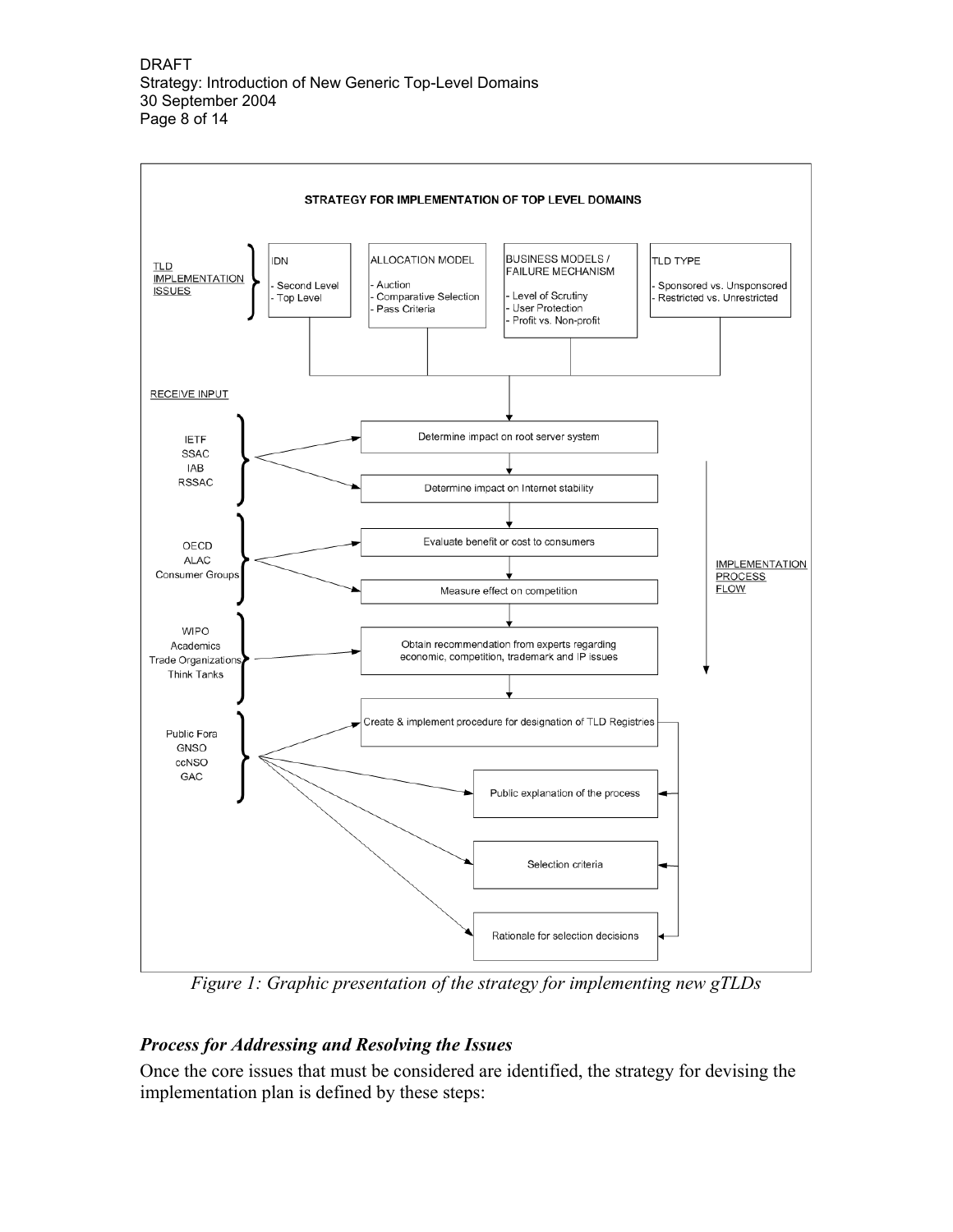STRATEGY FOR IMPLEMENTATION OF TOP LEVEL DOMAINS

TLD IMPLEMENTATION ISSUES

- IDN
  - Second Level
  - Top Level
- ALLOCATION MODEL
  - Auction
  - Comparative Selection
  - Pass Criteria
- BUSINESS MODELS / FAILURE MECHANISM
  - Level of Scrutiny
  - User Protection
  - Profit vs. Non-profit
- TLD TYPE
  - Sponsored vs. Unsponsored
  - Restricted vs. Unrestricted

RECEIVE INPUT

IMPLEMENTATION PROCESS FLOW

- IETF, SSAC, IAB, RSSAC → Determine impact on root server system; Determine impact on Internet stability
- OECD, ALAC, Consumer Groups → Evaluate benefit or cost to consumers; Measure effect on competition
- WIPO, Academics, Trade Organizations, Think Tanks → Obtain recommendation from experts regarding economic, competition, trademark and IP issues
- Public Fora, GNSO, ccNSO, GAC → Create & implement procedure for designation of TLD Registries; Public explanation of the process; Selection criteria; Rationale for selection decisions

*Figure 1: Graphic presentation of the strategy for implementing new gTLDs*

## *Process for Addressing and Resolving the Issues*

Once the core issues that must be considered are identified, the strategy for devising the implementation plan is defined by these steps: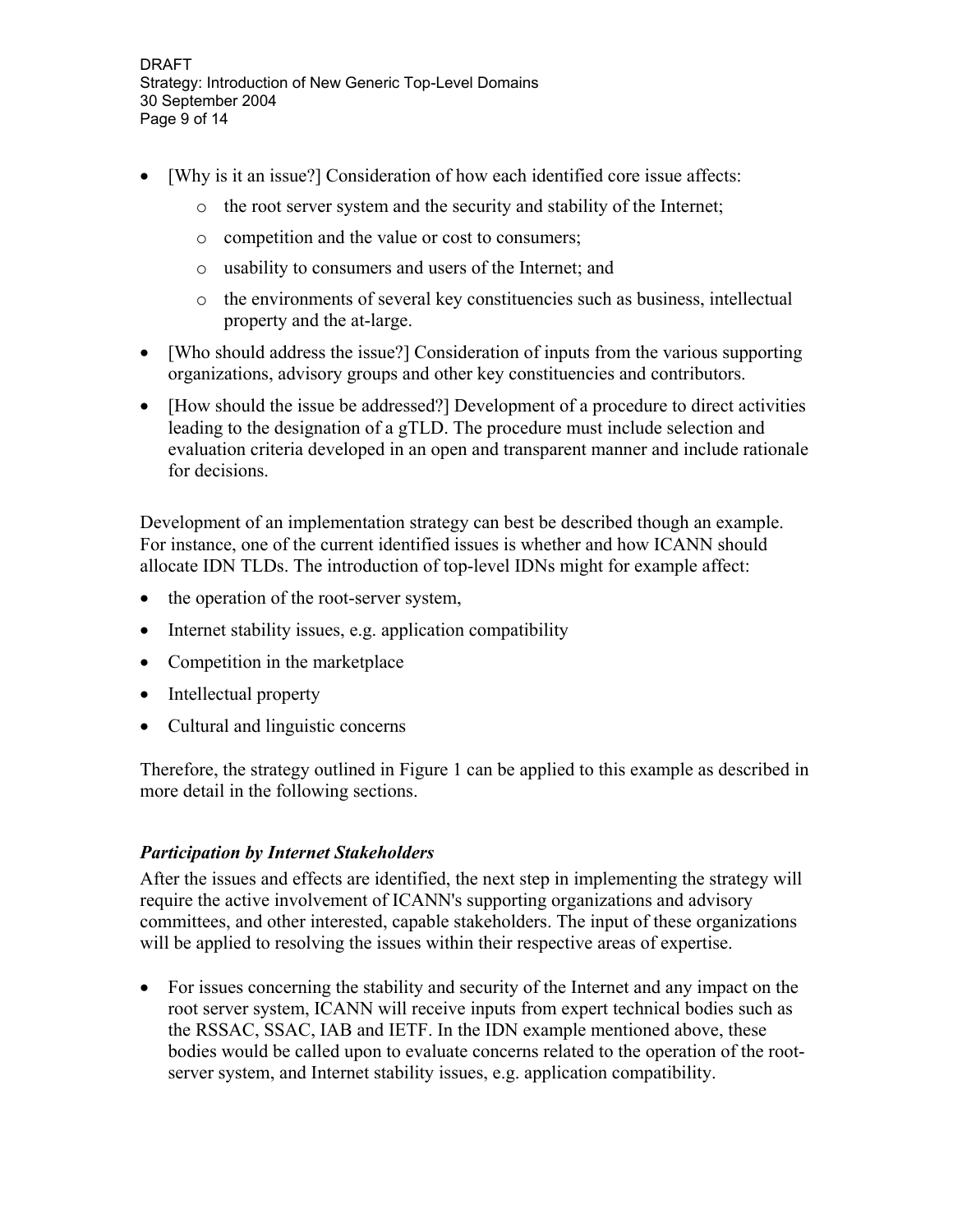- [Why is it an issue?] Consideration of how each identified core issue affects:
    - the root server system and the security and stability of the Internet;
    - competition and the value or cost to consumers;
    - usability to consumers and users of the Internet; and
    - the environments of several key constituencies such as business, intellectual property and the at-large.
- [Who should address the issue?] Consideration of inputs from the various supporting organizations, advisory groups and other key constituencies and contributors.
- [How should the issue be addressed?] Development of a procedure to direct activities leading to the designation of a gTLD. The procedure must include selection and evaluation criteria developed in an open and transparent manner and include rationale for decisions.

Development of an implementation strategy can best be described though an example. For instance, one of the current identified issues is whether and how ICANN should allocate IDN TLDs. The introduction of top-level IDNs might for example affect:

- the operation of the root-server system,
- Internet stability issues, e.g. application compatibility
- Competition in the marketplace
- Intellectual property
- Cultural and linguistic concerns

Therefore, the strategy outlined in Figure 1 can be applied to this example as described in more detail in the following sections.

### *Participation by Internet Stakeholders*

After the issues and effects are identified, the next step in implementing the strategy will require the active involvement of ICANN's supporting organizations and advisory committees, and other interested, capable stakeholders. The input of these organizations will be applied to resolving the issues within their respective areas of expertise.

- For issues concerning the stability and security of the Internet and any impact on the root server system, ICANN will receive inputs from expert technical bodies such as the RSSAC, SSAC, IAB and IETF. In the IDN example mentioned above, these bodies would be called upon to evaluate concerns related to the operation of the root-server system, and Internet stability issues, e.g. application compatibility.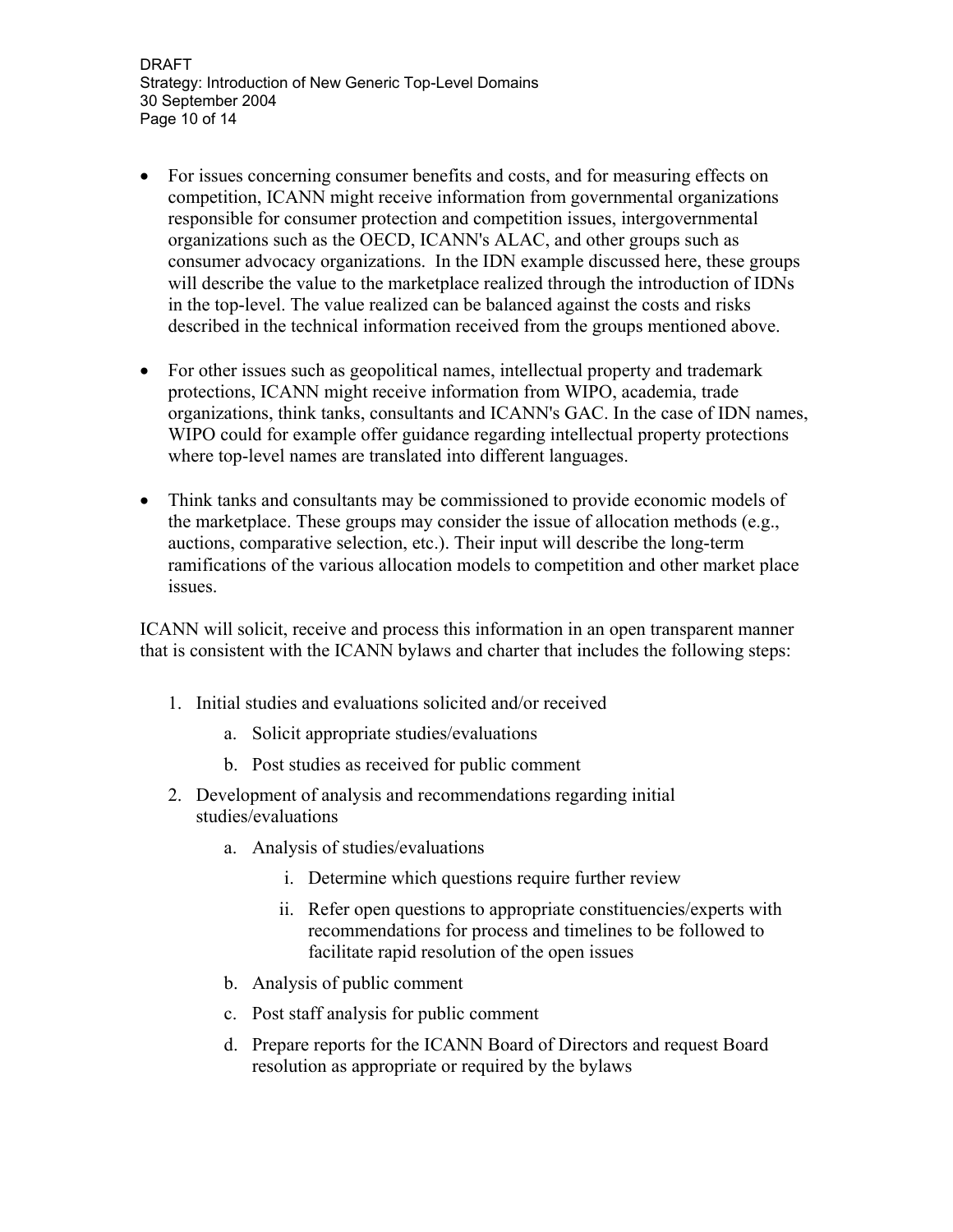- For issues concerning consumer benefits and costs, and for measuring effects on competition, ICANN might receive information from governmental organizations responsible for consumer protection and competition issues, intergovernmental organizations such as the OECD, ICANN's ALAC, and other groups such as consumer advocacy organizations. In the IDN example discussed here, these groups will describe the value to the marketplace realized through the introduction of IDNs in the top-level. The value realized can be balanced against the costs and risks described in the technical information received from the groups mentioned above.

- For other issues such as geopolitical names, intellectual property and trademark protections, ICANN might receive information from WIPO, academia, trade organizations, think tanks, consultants and ICANN's GAC. In the case of IDN names, WIPO could for example offer guidance regarding intellectual property protections where top-level names are translated into different languages.

- Think tanks and consultants may be commissioned to provide economic models of the marketplace. These groups may consider the issue of allocation methods (e.g., auctions, comparative selection, etc.). Their input will describe the long-term ramifications of the various allocation models to competition and other market place issues.

ICANN will solicit, receive and process this information in an open transparent manner that is consistent with the ICANN bylaws and charter that includes the following steps:

1. Initial studies and evaluations solicited and/or received
    a. Solicit appropriate studies/evaluations
    b. Post studies as received for public comment
2. Development of analysis and recommendations regarding initial studies/evaluations
    a. Analysis of studies/evaluations
        i. Determine which questions require further review
        ii. Refer open questions to appropriate constituencies/experts with recommendations for process and timelines to be followed to facilitate rapid resolution of the open issues
    b. Analysis of public comment
    c. Post staff analysis for public comment
    d. Prepare reports for the ICANN Board of Directors and request Board resolution as appropriate or required by the bylaws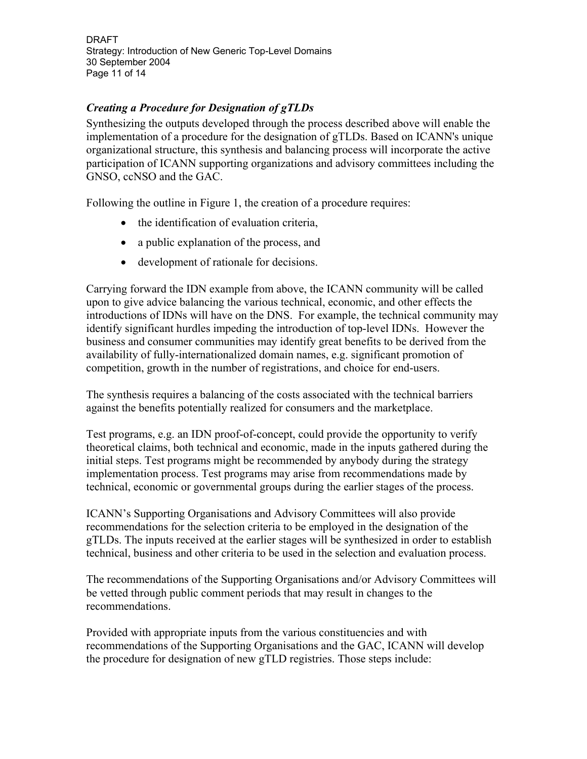### *Creating a Procedure for Designation of gTLDs*

Synthesizing the outputs developed through the process described above will enable the implementation of a procedure for the designation of gTLDs. Based on ICANN's unique organizational structure, this synthesis and balancing process will incorporate the active participation of ICANN supporting organizations and advisory committees including the GNSO, ccNSO and the GAC.

Following the outline in Figure 1, the creation of a procedure requires:

- the identification of evaluation criteria,
- a public explanation of the process, and
- development of rationale for decisions.

Carrying forward the IDN example from above, the ICANN community will be called upon to give advice balancing the various technical, economic, and other effects the introductions of IDNs will have on the DNS. For example, the technical community may identify significant hurdles impeding the introduction of top-level IDNs. However the business and consumer communities may identify great benefits to be derived from the availability of fully-internationalized domain names, e.g. significant promotion of competition, growth in the number of registrations, and choice for end-users.

The synthesis requires a balancing of the costs associated with the technical barriers against the benefits potentially realized for consumers and the marketplace.

Test programs, e.g. an IDN proof-of-concept, could provide the opportunity to verify theoretical claims, both technical and economic, made in the inputs gathered during the initial steps. Test programs might be recommended by anybody during the strategy implementation process. Test programs may arise from recommendations made by technical, economic or governmental groups during the earlier stages of the process.

ICANN's Supporting Organisations and Advisory Committees will also provide recommendations for the selection criteria to be employed in the designation of the gTLDs. The inputs received at the earlier stages will be synthesized in order to establish technical, business and other criteria to be used in the selection and evaluation process.

The recommendations of the Supporting Organisations and/or Advisory Committees will be vetted through public comment periods that may result in changes to the recommendations.

Provided with appropriate inputs from the various constituencies and with recommendations of the Supporting Organisations and the GAC, ICANN will develop the procedure for designation of new gTLD registries. Those steps include: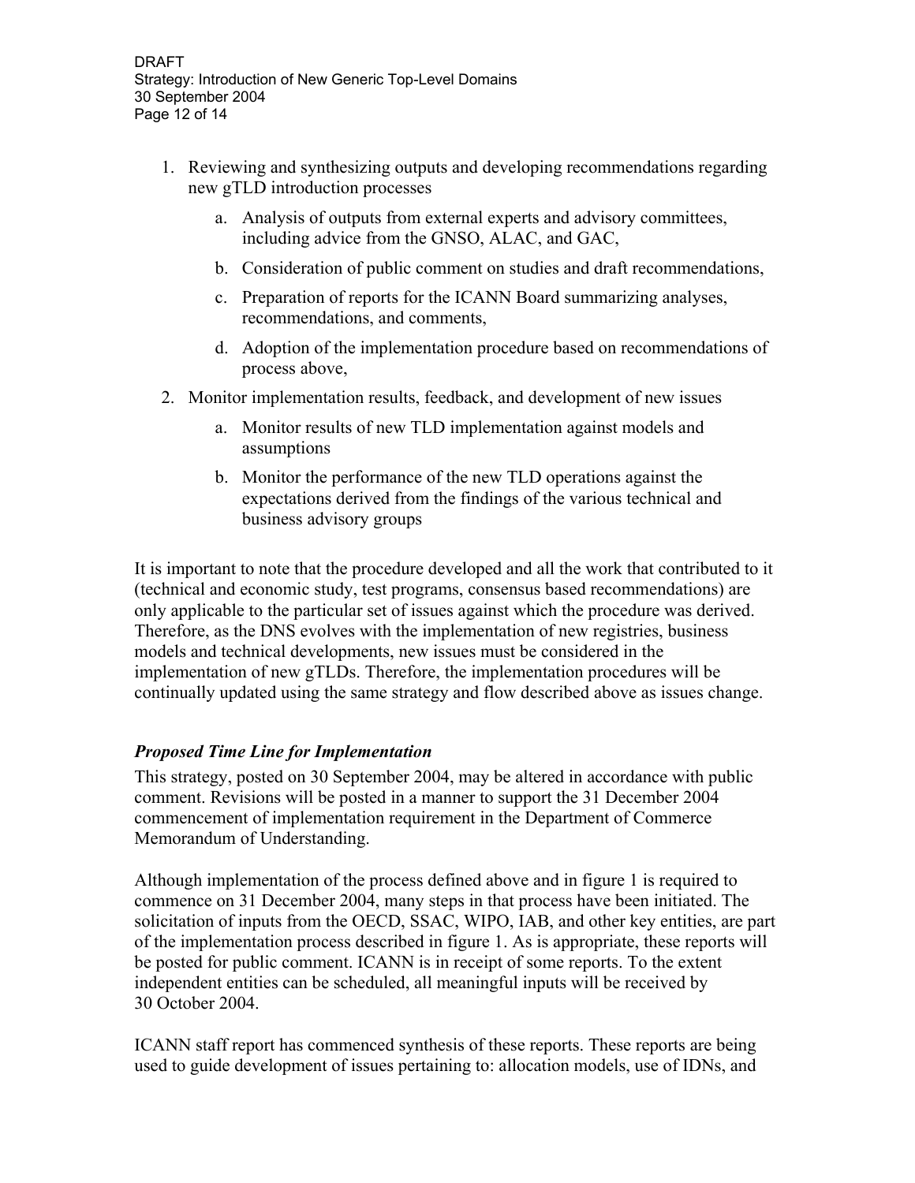1. Reviewing and synthesizing outputs and developing recommendations regarding new gTLD introduction processes
    a. Analysis of outputs from external experts and advisory committees, including advice from the GNSO, ALAC, and GAC,
    b. Consideration of public comment on studies and draft recommendations,
    c. Preparation of reports for the ICANN Board summarizing analyses, recommendations, and comments,
    d. Adoption of the implementation procedure based on recommendations of process above,
2. Monitor implementation results, feedback, and development of new issues
    a. Monitor results of new TLD implementation against models and assumptions
    b. Monitor the performance of the new TLD operations against the expectations derived from the findings of the various technical and business advisory groups

It is important to note that the procedure developed and all the work that contributed to it (technical and economic study, test programs, consensus based recommendations) are only applicable to the particular set of issues against which the procedure was derived. Therefore, as the DNS evolves with the implementation of new registries, business models and technical developments, new issues must be considered in the implementation of new gTLDs. Therefore, the implementation procedures will be continually updated using the same strategy and flow described above as issues change.

### *Proposed Time Line for Implementation*

This strategy, posted on 30 September 2004, may be altered in accordance with public comment. Revisions will be posted in a manner to support the 31 December 2004 commencement of implementation requirement in the Department of Commerce Memorandum of Understanding.

Although implementation of the process defined above and in figure 1 is required to commence on 31 December 2004, many steps in that process have been initiated. The solicitation of inputs from the OECD, SSAC, WIPO, IAB, and other key entities, are part of the implementation process described in figure 1. As is appropriate, these reports will be posted for public comment. ICANN is in receipt of some reports. To the extent independent entities can be scheduled, all meaningful inputs will be received by 30 October 2004.

ICANN staff report has commenced synthesis of these reports. These reports are being used to guide development of issues pertaining to: allocation models, use of IDNs, and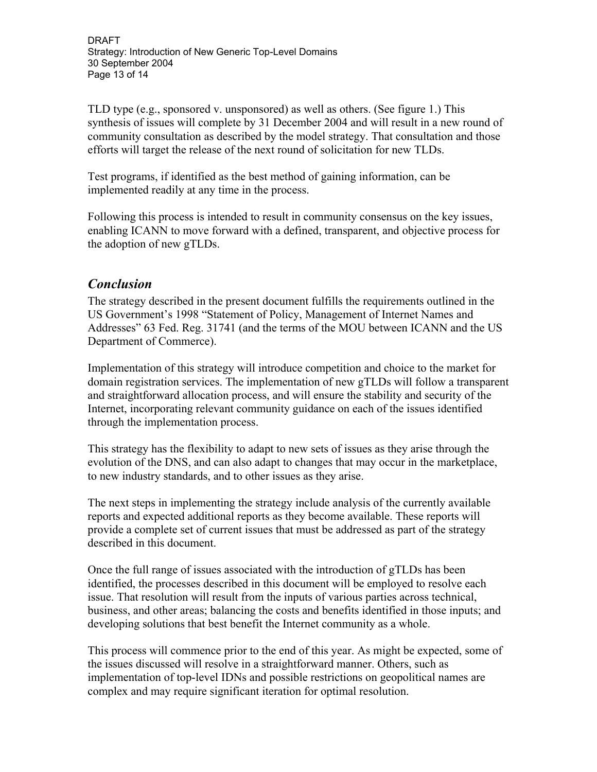TLD type (e.g., sponsored v. unsponsored) as well as others. (See figure 1.) This synthesis of issues will complete by 31 December 2004 and will result in a new round of community consultation as described by the model strategy. That consultation and those efforts will target the release of the next round of solicitation for new TLDs.

Test programs, if identified as the best method of gaining information, can be implemented readily at any time in the process.

Following this process is intended to result in community consensus on the key issues, enabling ICANN to move forward with a defined, transparent, and objective process for the adoption of new gTLDs.

## *Conclusion*

The strategy described in the present document fulfills the requirements outlined in the US Government's 1998 "Statement of Policy, Management of Internet Names and Addresses" 63 Fed. Reg. 31741 (and the terms of the MOU between ICANN and the US Department of Commerce).

Implementation of this strategy will introduce competition and choice to the market for domain registration services. The implementation of new gTLDs will follow a transparent and straightforward allocation process, and will ensure the stability and security of the Internet, incorporating relevant community guidance on each of the issues identified through the implementation process.

This strategy has the flexibility to adapt to new sets of issues as they arise through the evolution of the DNS, and can also adapt to changes that may occur in the marketplace, to new industry standards, and to other issues as they arise.

The next steps in implementing the strategy include analysis of the currently available reports and expected additional reports as they become available. These reports will provide a complete set of current issues that must be addressed as part of the strategy described in this document.

Once the full range of issues associated with the introduction of gTLDs has been identified, the processes described in this document will be employed to resolve each issue. That resolution will result from the inputs of various parties across technical, business, and other areas; balancing the costs and benefits identified in those inputs; and developing solutions that best benefit the Internet community as a whole.

This process will commence prior to the end of this year. As might be expected, some of the issues discussed will resolve in a straightforward manner. Others, such as implementation of top-level IDNs and possible restrictions on geopolitical names are complex and may require significant iteration for optimal resolution.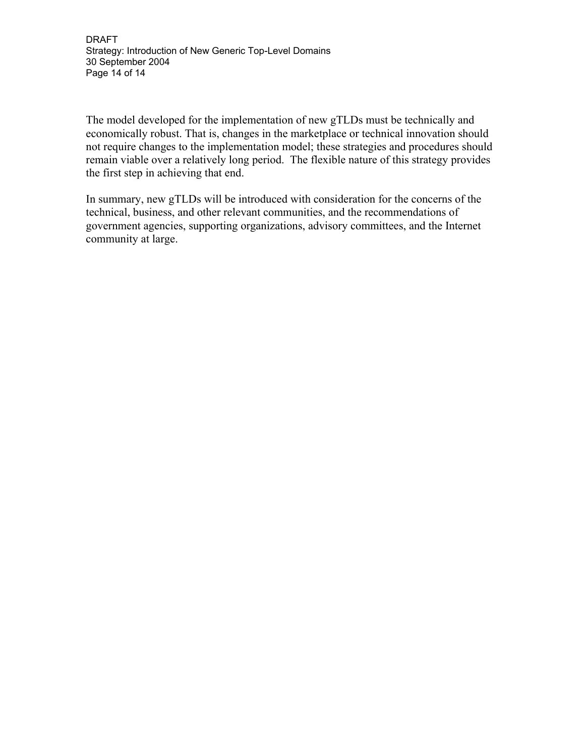The model developed for the implementation of new gTLDs must be technically and economically robust. That is, changes in the marketplace or technical innovation should not require changes to the implementation model; these strategies and procedures should remain viable over a relatively long period. The flexible nature of this strategy provides the first step in achieving that end.

In summary, new gTLDs will be introduced with consideration for the concerns of the technical, business, and other relevant communities, and the recommendations of government agencies, supporting organizations, advisory committees, and the Internet community at large.